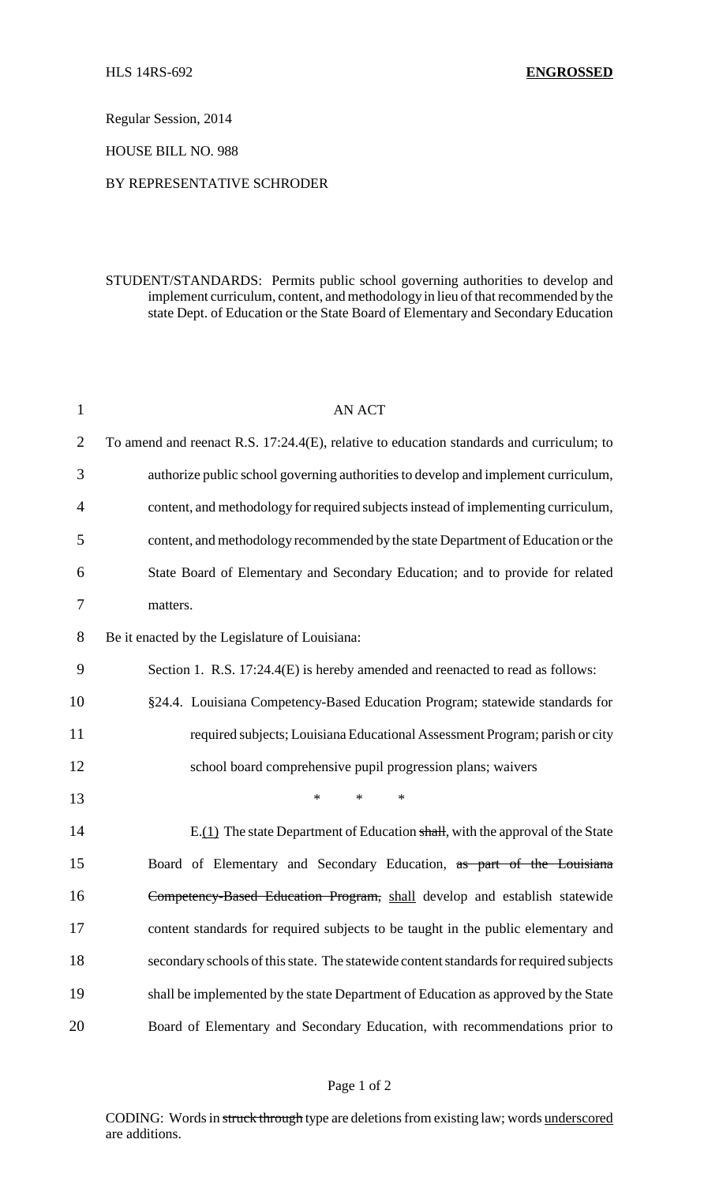HLS 14RS-692 **ENGROSSED**

Regular Session, 2014

HOUSE BILL NO. 988

BY REPRESENTATIVE SCHRODER

STUDENT/STANDARDS: Permits public school governing authorities to develop and implement curriculum, content, and methodology in lieu of that recommended by the state Dept. of Education or the State Board of Elementary and Secondary Education

AN ACT

To amend and reenact R.S. 17:24.4(E), relative to education standards and curriculum; to authorize public school governing authorities to develop and implement curriculum, content, and methodology for required subjects instead of implementing curriculum, content, and methodology recommended by the state Department of Education or the State Board of Elementary and Secondary Education; and to provide for related matters.

Be it enacted by the Legislature of Louisiana:

Section 1. R.S. 17:24.4(E) is hereby amended and reenacted to read as follows:

§24.4. Louisiana Competency-Based Education Program; statewide standards for required subjects; Louisiana Educational Assessment Program; parish or city school board comprehensive pupil progression plans; waivers

\* \* \*

E.<u>(1)</u> The state Department of Education ~~shall~~, with the approval of the State Board of Elementary and Secondary Education, ~~as part of the Louisiana Competency-Based Education Program,~~ <u>shall</u> develop and establish statewide content standards for required subjects to be taught in the public elementary and secondary schools of this state. The statewide content standards for required subjects shall be implemented by the state Department of Education as approved by the State Board of Elementary and Secondary Education, with recommendations prior to

CODING: Words in ~~struck through~~ type are deletions from existing law; words <u>underscored</u> are additions.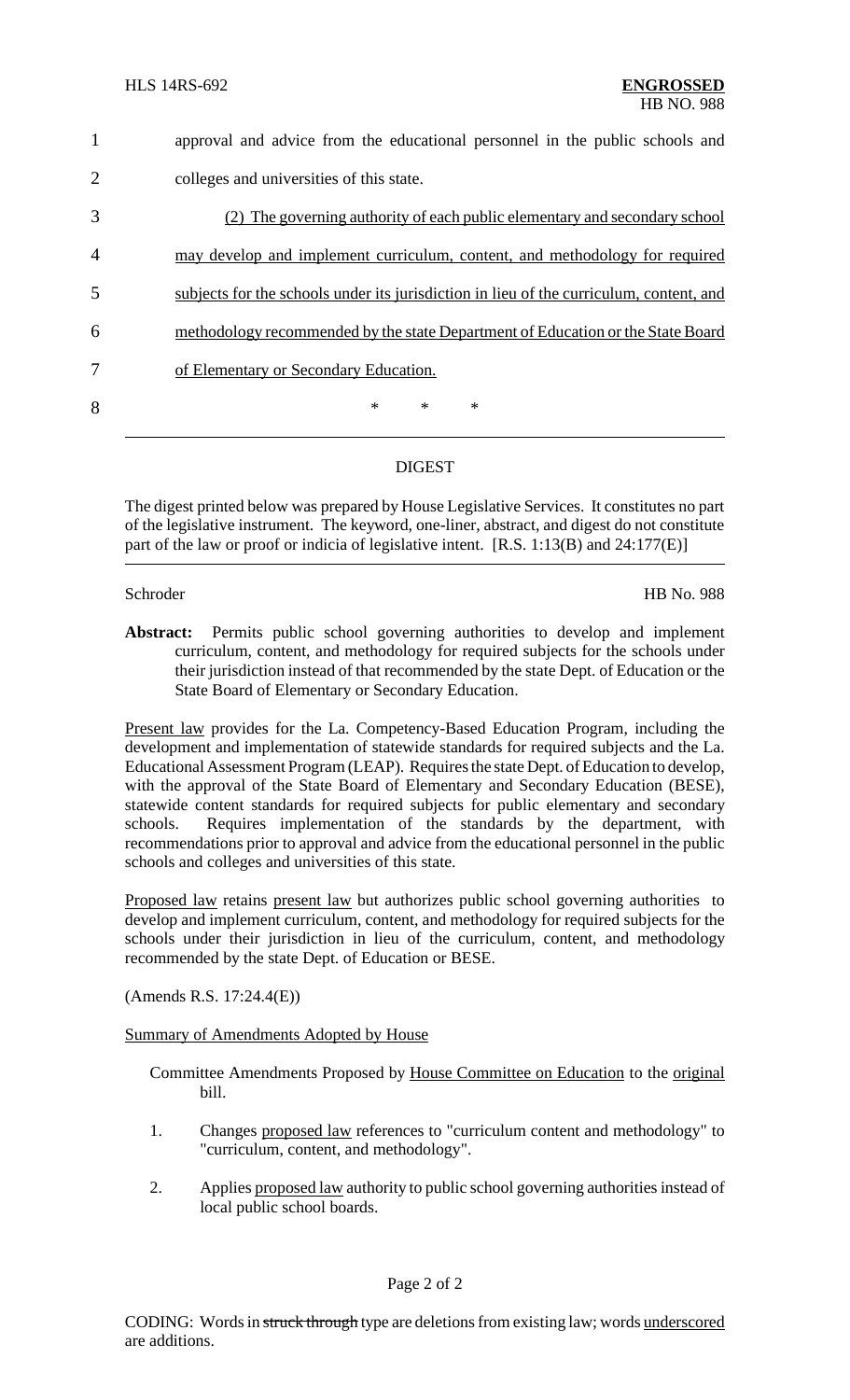approval and advice from the educational personnel in the public schools and colleges and universities of this state.

(2) The governing authority of each public elementary and secondary school may develop and implement curriculum, content, and methodology for required subjects for the schools under its jurisdiction in lieu of the curriculum, content, and methodology recommended by the state Department of Education or the State Board of Elementary or Secondary Education.

\* \* \*

## DIGEST

The digest printed below was prepared by House Legislative Services. It constitutes no part of the legislative instrument. The keyword, one-liner, abstract, and digest do not constitute part of the law or proof or indicia of legislative intent. [R.S. 1:13(B) and 24:177(E)]

Schroder HB No. 988

**Abstract:** Permits public school governing authorities to develop and implement curriculum, content, and methodology for required subjects for the schools under their jurisdiction instead of that recommended by the state Dept. of Education or the State Board of Elementary or Secondary Education.

Present law provides for the La. Competency-Based Education Program, including the development and implementation of statewide standards for required subjects and the La. Educational Assessment Program (LEAP). Requires the state Dept. of Education to develop, with the approval of the State Board of Elementary and Secondary Education (BESE), statewide content standards for required subjects for public elementary and secondary schools. Requires implementation of the standards by the department, with recommendations prior to approval and advice from the educational personnel in the public schools and colleges and universities of this state.

Proposed law retains present law but authorizes public school governing authorities to develop and implement curriculum, content, and methodology for required subjects for the schools under their jurisdiction in lieu of the curriculum, content, and methodology recommended by the state Dept. of Education or BESE.

(Amends R.S. 17:24.4(E))

Summary of Amendments Adopted by House

Committee Amendments Proposed by House Committee on Education to the original bill.

1. Changes proposed law references to "curriculum content and methodology" to "curriculum, content, and methodology".
2. Applies proposed law authority to public school governing authorities instead of local public school boards.

CODING: Words in struck through type are deletions from existing law; words underscored are additions.